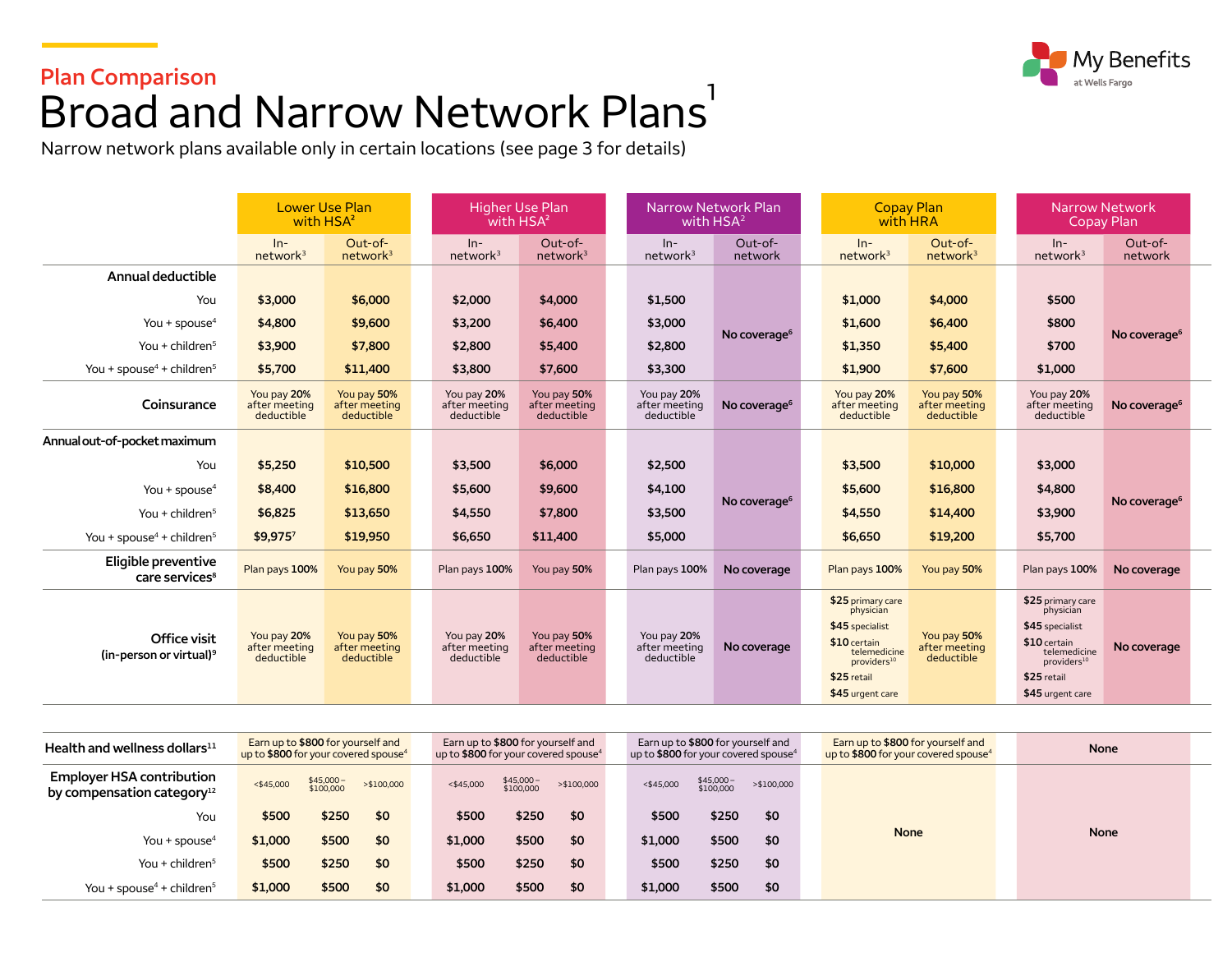Plan Comparison

# Broad and Narrow Network Plans[1]

Narrow network plans available only in certain locations (see page 3 for details)

My Benefits at Wells Fargo

| | Lower Use Plan with HSA[2] | | Higher Use Plan with HSA[2] | | Narrow Network Plan with HSA[2] | | Copay Plan with HRA | | Narrow Network Copay Plan | |
|---|---|---|---|---|---|---|---|---|---|---|
| | In-network[3] | Out-of-network[3] | In-network[3] | Out-of-network[3] | In-network[3] | Out-of-network | In-network[3] | Out-of-network[3] | In-network[3] | Out-of-network |
| **Annual deductible** | | | | | | | | | | |
| You | $3,000 | $6,000 | $2,000 | $4,000 | $1,500 | No coverage[6] | $1,000 | $4,000 | $500 | No coverage[6] |
| You + spouse[4] | $4,800 | $9,600 | $3,200 | $6,400 | $3,000 | | $1,600 | $6,400 | $800 | |
| You + children[5] | $3,900 | $7,800 | $2,800 | $5,400 | $2,800 | | $1,350 | $5,400 | $700 | |
| You + spouse[4] + children[5] | $5,700 | $11,400 | $3,800 | $7,600 | $3,300 | | $1,900 | $7,600 | $1,000 | |
| **Coinsurance** | You pay 20% after meeting deductible | You pay 50% after meeting deductible | You pay 20% after meeting deductible | You pay 50% after meeting deductible | You pay 20% after meeting deductible | No coverage[6] | You pay 20% after meeting deductible | You pay 50% after meeting deductible | You pay 20% after meeting deductible | No coverage[6] |
| **Annual out-of-pocket maximum** | | | | | | | | | | |
| You | $5,250 | $10,500 | $3,500 | $6,000 | $2,500 | No coverage[6] | $3,500 | $10,000 | $3,000 | No coverage[6] |
| You + spouse[4] | $8,400 | $16,800 | $5,600 | $9,600 | $4,100 | | $5,600 | $16,800 | $4,800 | |
| You + children[5] | $6,825 | $13,650 | $4,550 | $7,800 | $3,500 | | $4,550 | $14,400 | $3,900 | |
| You + spouse[4] + children[5] | $9,975[7] | $19,950 | $6,650 | $11,400 | $5,000 | | $6,650 | $19,200 | $5,700 | |
| **Eligible preventive care services[8]** | Plan pays 100% | You pay 50% | Plan pays 100% | You pay 50% | Plan pays 100% | No coverage | Plan pays 100% | You pay 50% | Plan pays 100% | No coverage |
| **Office visit (in-person or virtual)[9]** | You pay 20% after meeting deductible | You pay 50% after meeting deductible | You pay 20% after meeting deductible | You pay 50% after meeting deductible | You pay 20% after meeting deductible | No coverage | $25 primary care physician; $45 specialist; $10 certain telemedicine providers[10]; $25 retail; $45 urgent care | You pay 50% after meeting deductible | $25 primary care physician; $45 specialist; $10 certain telemedicine providers[10]; $25 retail; $45 urgent care | No coverage |

| | Lower Use Plan with HSA[2] | | | Higher Use Plan with HSA[2] | | | Narrow Network Plan with HSA[2] | | | Copay Plan with HRA | Narrow Network Copay Plan |
|---|---|---|---|---|---|---|---|---|---|---|---|
| **Health and wellness dollars[11]** | Earn up to $800 for yourself and up to $800 for your covered spouse[4] | | | Earn up to $800 for yourself and up to $800 for your covered spouse[4] | | | Earn up to $800 for yourself and up to $800 for your covered spouse[4] | | | Earn up to $800 for yourself and up to $800 for your covered spouse[4] | None |
| **Employer HSA contribution by compensation category[12]** | <$45,000 | $45,000 – $100,000 | >$100,000 | <$45,000 | $45,000 – $100,000 | >$100,000 | <$45,000 | $45,000 – $100,000 | >$100,000 | None | None |
| You | $500 | $250 | $0 | $500 | $250 | $0 | $500 | $250 | $0 | | |
| You + spouse[4] | $1,000 | $500 | $0 | $1,000 | $500 | $0 | $1,000 | $500 | $0 | | |
| You + children[5] | $500 | $250 | $0 | $500 | $250 | $0 | $500 | $250 | $0 | | |
| You + spouse[4] + children[5] | $1,000 | $500 | $0 | $1,000 | $500 | $0 | $1,000 | $500 | $0 | | |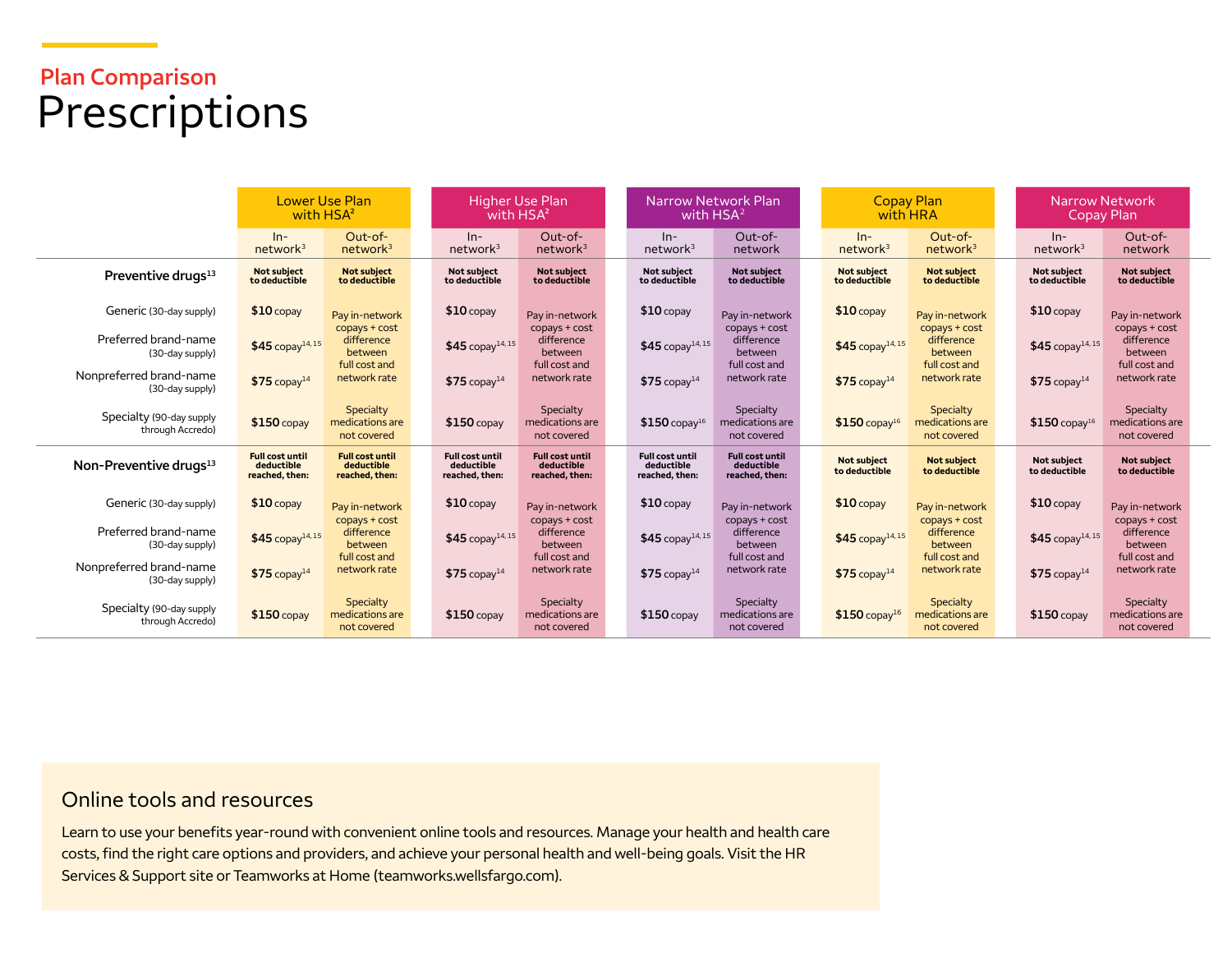## Plan Comparison

# Prescriptions

| | Lower Use Plan with HSA[2] | | Higher Use Plan with HSA[2] | | Narrow Network Plan with HSA[2] | | Copay Plan with HRA | | Narrow Network Copay Plan | |
|---|---|---|---|---|---|---|---|---|---|---|
| | In-network[3] | Out-of-network[3] | In-network[3] | Out-of-network[3] | In-network[3] | Out-of-network | In-network[3] | Out-of-network[3] | In-network[3] | Out-of-network |
| **Preventive drugs[13]** | **Not subject to deductible** | **Not subject to deductible** | **Not subject to deductible** | **Not subject to deductible** | **Not subject to deductible** | **Not subject to deductible** | **Not subject to deductible** | **Not subject to deductible** | **Not subject to deductible** | **Not subject to deductible** |
| Generic (30-day supply) | **$10** copay | Pay in-network copays + cost difference between full cost and network rate | **$10** copay | Pay in-network copays + cost difference between full cost and network rate | **$10** copay | Pay in-network copays + cost difference between full cost and network rate | **$10** copay | Pay in-network copays + cost difference between full cost and network rate | **$10** copay | Pay in-network copays + cost difference between full cost and network rate |
| Preferred brand-name (30-day supply) | **$45** copay[14,15] | | **$45** copay[14,15] | | **$45** copay[14,15] | | **$45** copay[14,15] | | **$45** copay[14,15] | |
| Nonpreferred brand-name (30-day supply) | **$75** copay[14] | | **$75** copay[14] | | **$75** copay[14] | | **$75** copay[14] | | **$75** copay[14] | |
| Specialty (90-day supply through Accredo) | **$150** copay | Specialty medications are not covered | **$150** copay | Specialty medications are not covered | **$150** copay[16] | Specialty medications are not covered | **$150** copay[16] | Specialty medications are not covered | **$150** copay[16] | Specialty medications are not covered |
| **Non-Preventive drugs[13]** | **Full cost until deductible reached, then:** | **Full cost until deductible reached, then:** | **Full cost until deductible reached, then:** | **Full cost until deductible reached, then:** | **Full cost until deductible reached, then:** | **Full cost until deductible reached, then:** | **Not subject to deductible** | **Not subject to deductible** | **Not subject to deductible** | **Not subject to deductible** |
| Generic (30-day supply) | **$10** copay | Pay in-network copays + cost difference between full cost and network rate | **$10** copay | Pay in-network copays + cost difference between full cost and network rate | **$10** copay | Pay in-network copays + cost difference between full cost and network rate | **$10** copay | Pay in-network copays + cost difference between full cost and network rate | **$10** copay | Pay in-network copays + cost difference between full cost and network rate |
| Preferred brand-name (30-day supply) | **$45** copay[14,15] | | **$45** copay[14,15] | | **$45** copay[14,15] | | **$45** copay[14,15] | | **$45** copay[14,15] | |
| Nonpreferred brand-name (30-day supply) | **$75** copay[14] | | **$75** copay[14] | | **$75** copay[14] | | **$75** copay[14] | | **$75** copay[14] | |
| Specialty (90-day supply through Accredo) | **$150** copay | Specialty medications are not covered | **$150** copay | Specialty medications are not covered | **$150** copay | Specialty medications are not covered | **$150** copay[16] | Specialty medications are not covered | **$150** copay | Specialty medications are not covered |

## Online tools and resources

Learn to use your benefits year-round with convenient online tools and resources. Manage your health and health care costs, find the right care options and providers, and achieve your personal health and well-being goals. Visit the HR Services & Support site or Teamworks at Home (teamworks.wellsfargo.com).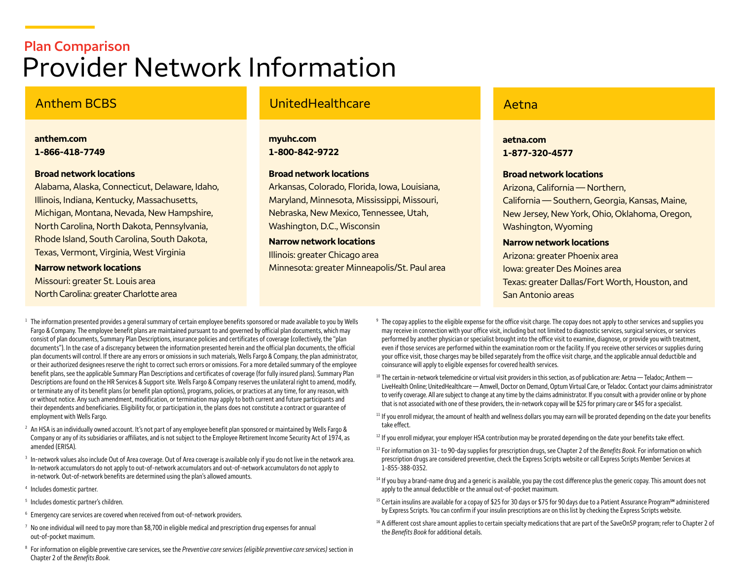## Plan Comparison

# Provider Network Information

## Anthem BCBS

**anthem.com**
**1-866-418-7749**

**Broad network locations**
Alabama, Alaska, Connecticut, Delaware, Idaho, Illinois, Indiana, Kentucky, Massachusetts, Michigan, Montana, Nevada, New Hampshire, North Carolina, North Dakota, Pennsylvania, Rhode Island, South Carolina, South Dakota, Texas, Vermont, Virginia, West Virginia

**Narrow network locations**
Missouri: greater St. Louis area
North Carolina: greater Charlotte area

## UnitedHealthcare

**myuhc.com**
**1-800-842-9722**

**Broad network locations**
Arkansas, Colorado, Florida, Iowa, Louisiana, Maryland, Minnesota, Mississippi, Missouri, Nebraska, New Mexico, Tennessee, Utah, Washington, D.C., Wisconsin

**Narrow network locations**
Illinois: greater Chicago area
Minnesota: greater Minneapolis/St. Paul area

## Aetna

**aetna.com**
**1-877-320-4577**

**Broad network locations**
Arizona, California — Northern, California — Southern, Georgia, Kansas, Maine, New Jersey, New York, Ohio, Oklahoma, Oregon, Washington, Wyoming

**Narrow network locations**
Arizona: greater Phoenix area
Iowa: greater Des Moines area
Texas: greater Dallas/Fort Worth, Houston, and San Antonio areas

---

[1] The information presented provides a general summary of certain employee benefits sponsored or made available to you by Wells Fargo & Company. The employee benefit plans are maintained pursuant to and governed by official plan documents, which may consist of plan documents, Summary Plan Descriptions, insurance policies and certificates of coverage (collectively, the "plan documents"). In the case of a discrepancy between the information presented herein and the official plan documents, the official plan documents will control. If there are any errors or omissions in such materials, Wells Fargo & Company, the plan administrator, or their authorized designees reserve the right to correct such errors or omissions. For a more detailed summary of the employee benefit plans, see the applicable Summary Plan Descriptions and certificates of coverage (for fully insured plans). Summary Plan Descriptions are found on the HR Services & Support site. Wells Fargo & Company reserves the unilateral right to amend, modify, or terminate any of its benefit plans (or benefit plan options), programs, policies, or practices at any time, for any reason, with or without notice. Any such amendment, modification, or termination may apply to both current and future participants and their dependents and beneficiaries. Eligibility for, or participation in, the plans does not constitute a contract or guarantee of employment with Wells Fargo.

[2] An HSA is an individually owned account. It's not part of any employee benefit plan sponsored or maintained by Wells Fargo & Company or any of its subsidiaries or affiliates, and is not subject to the Employee Retirement Income Security Act of 1974, as amended (ERISA).

[3] In-network values also include Out of Area coverage. Out of Area coverage is available only if you do not live in the network area. In-network accumulators do not apply to out-of-network accumulators and out-of-network accumulators do not apply to in-network. Out-of-network benefits are determined using the plan's allowed amounts.

[4] Includes domestic partner.

[5] Includes domestic partner's children.

[6] Emergency care services are covered when received from out-of-network providers.

[7] No one individual will need to pay more than $8,700 in eligible medical and prescription drug expenses for annual out-of-pocket maximum.

[8] For information on eligible preventive care services, see the *Preventive care services (eligible preventive care services)* section in Chapter 2 of the *Benefits Book*.

[9] The copay applies to the eligible expense for the office visit charge. The copay does not apply to other services and supplies you may receive in connection with your office visit, including but not limited to diagnostic services, surgical services, or services performed by another physician or specialist brought into the office visit to examine, diagnose, or provide you with treatment, even if those services are performed within the examination room or the facility. If you receive other services or supplies during your office visit, those charges may be billed separately from the office visit charge, and the applicable annual deductible and coinsurance will apply to eligible expenses for covered health services.

[10] The certain in-network telemedicine or virtual visit providers in this section, as of publication are: Aetna — Teladoc; Anthem — LiveHealth Online; UnitedHealthcare — Amwell, Doctor on Demand, Optum Virtual Care, or Teladoc. Contact your claims administrator to verify coverage. All are subject to change at any time by the claims administrator. If you consult with a provider online or by phone that is not associated with one of these providers, the in-network copay will be $25 for primary care or $45 for a specialist.

[11] If you enroll midyear, the amount of health and wellness dollars you may earn will be prorated depending on the date your benefits take effect.

[12] If you enroll midyear, your employer HSA contribution may be prorated depending on the date your benefits take effect.

[13] For information on 31- to 90-day supplies for prescription drugs, see Chapter 2 of the *Benefits Book*. For information on which prescription drugs are considered preventive, check the Express Scripts website or call Express Scripts Member Services at 1-855-388-0352.

[14] If you buy a brand-name drug and a generic is available, you pay the cost difference plus the generic copay. This amount does not apply to the annual deductible or the annual out-of-pocket maximum.

[15] Certain insulins are available for a copay of $25 for 30 days or $75 for 90 days due to a Patient Assurance Program℠ administered by Express Scripts. You can confirm if your insulin prescriptions are on this list by checking the Express Scripts website.

[16] A different cost share amount applies to certain specialty medications that are part of the SaveOnSP program; refer to Chapter 2 of the *Benefits Book* for additional details.